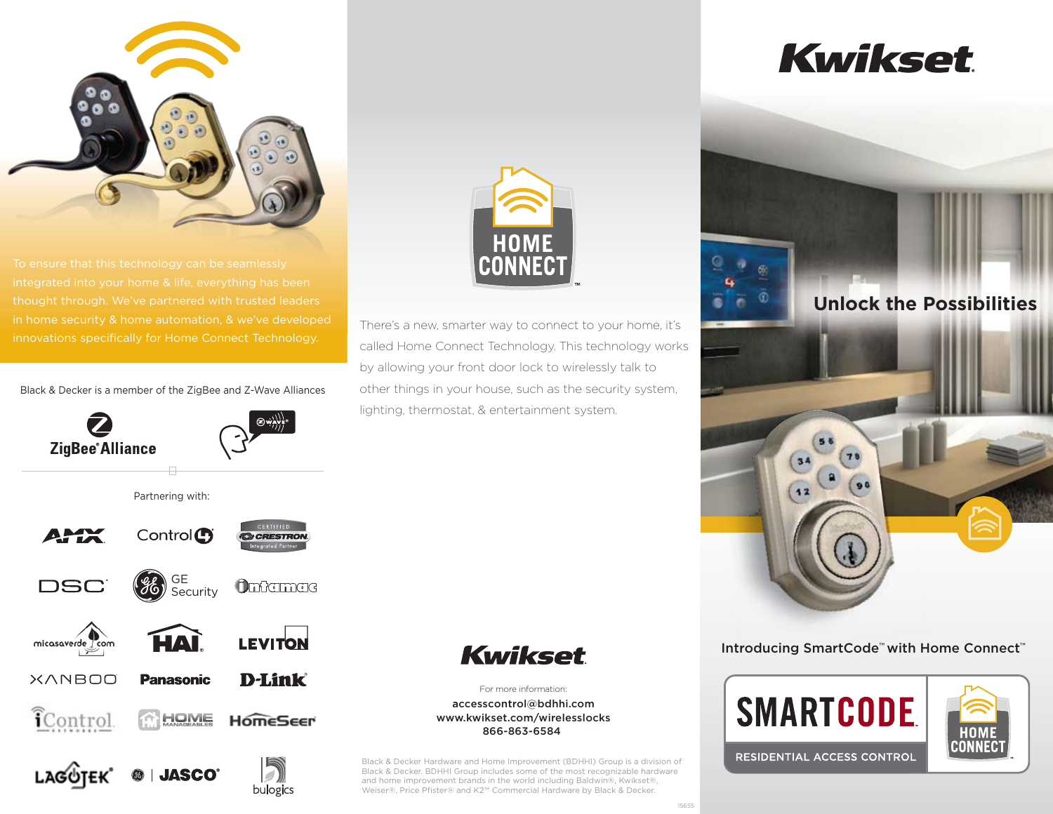To ensure that this technology can be seamlessly integrated into your home & life, everything has been thought through. We've partnered with trusted leaders in home security & home automation, & we've developed innovations specifically for Home Connect Technology.

Black & Decker is a member of the ZigBee and Z-Wave Alliances

ZigBee® Alliance

Partnering with:

AMX, Control4, Certified Crestron Integrated Partner, DSC, GE Security, Intamac, micasaverde.com, HAI, Leviton, Xanboo, Panasonic, D-Link, iControl Networks, Home Manageables, HomeSeer, Lagotek, GE | Jasco, bulogics

# HOME CONNECT™

There's a new, smarter way to connect to your home, it's called Home Connect Technology. This technology works by allowing your front door lock to wirelessly talk to other things in your house, such as the security system, lighting, thermostat, & entertainment system.

**Kwikset.**

For more information:

accesscontrol@bdhhi.com
www.kwikset.com/wirelesslocks
866-863-6584

Black & Decker Hardware and Home Improvement (BDHHI) Group is a division of Black & Decker. BDHHI Group includes some of the most recognizable hardware and home improvement brands in the world including Baldwin®, Kwikset®, Weiser®, Price Pfister® and K2™ Commercial Hardware by Black & Decker.

15655

# Kwikset.

## Unlock the Possibilities

Introducing SmartCode™ with Home Connect™

**SMARTCODE.**
RESIDENTIAL ACCESS CONTROL

HOME CONNECT™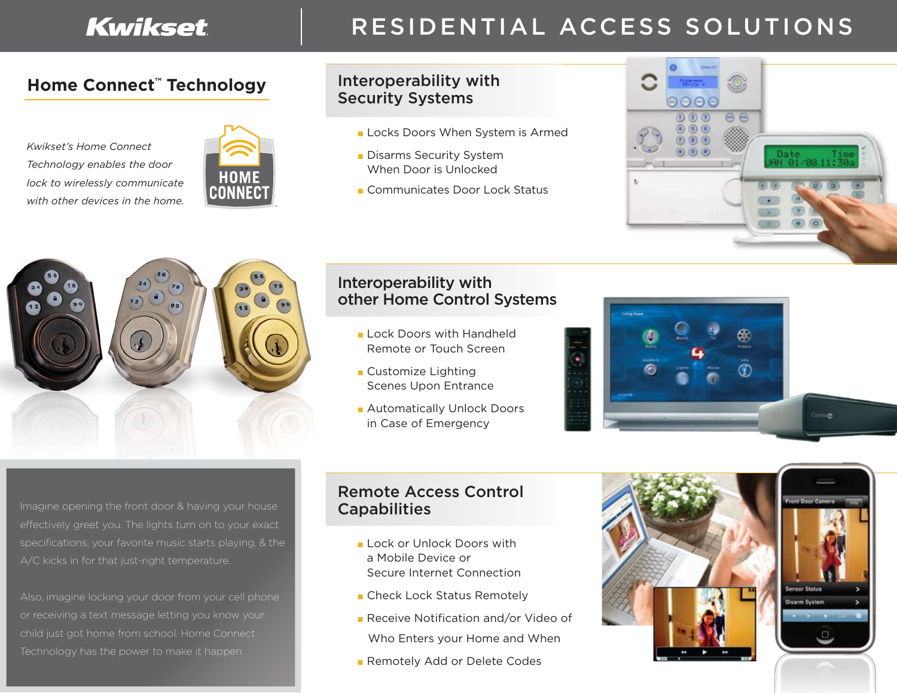# Kwikset — RESIDENTIAL ACCESS SOLUTIONS

## Home Connect™ Technology

*Kwikset's Home Connect Technology enables the door lock to wirelessly communicate with other devices in the home.*

HOME CONNECT

Imagine opening the front door & having your house effectively greet you. The lights turn on to your exact specifications, your favorite music starts playing, & the A/C kicks in for that just-right temperature.

Also, imagine locking your door from your cell phone or receiving a text message letting you know your child just got home from school. Home Connect Technology has the power to make it happen.

## Interoperability with Security Systems

- Locks Doors When System is Armed
- Disarms Security System When Door is Unlocked
- Communicates Door Lock Status

## Interoperability with other Home Control Systems

- Lock Doors with Handheld Remote or Touch Screen
- Customize Lighting Scenes Upon Entrance
- Automatically Unlock Doors in Case of Emergency

## Remote Access Control Capabilities

- Lock or Unlock Doors with a Mobile Device or Secure Internet Connection
- Check Lock Status Remotely
- Receive Notification and/or Video of Who Enters your Home and When
- Remotely Add or Delete Codes